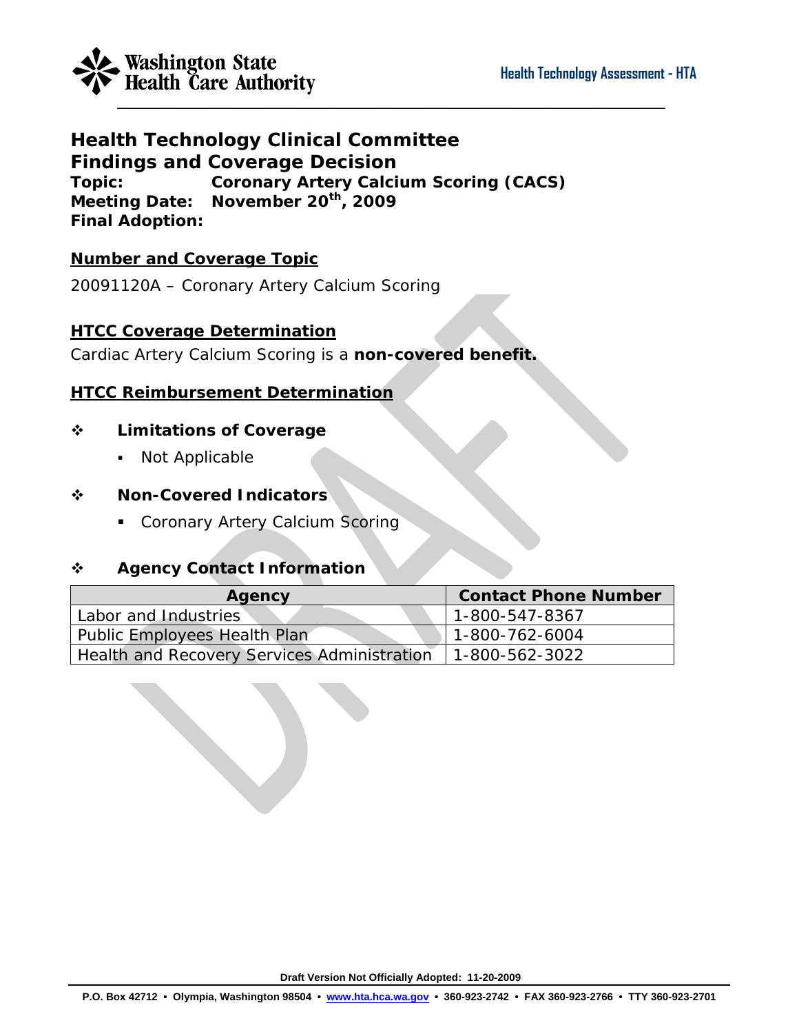# Health Technology Clinical Committee
# Findings and Coverage Decision

**Topic:** Coronary Artery Calcium Scoring (CACS)
**Meeting Date:** November 20th, 2009
**Final Adoption:**

## Number and Coverage Topic

20091120A – Coronary Artery Calcium Scoring

## HTCC Coverage Determination

Cardiac Artery Calcium Scoring is a **non-covered benefit.**

## HTCC Reimbursement Determination

### Limitations of Coverage

- Not Applicable

### Non-Covered Indicators

- Coronary Artery Calcium Scoring

### Agency Contact Information

| Agency | Contact Phone Number |
|---|---|
| Labor and Industries | 1-800-547-8367 |
| Public Employees Health Plan | 1-800-762-6004 |
| Health and Recovery Services Administration | 1-800-562-3022 |

Draft Version Not Officially Adopted: 11-20-2009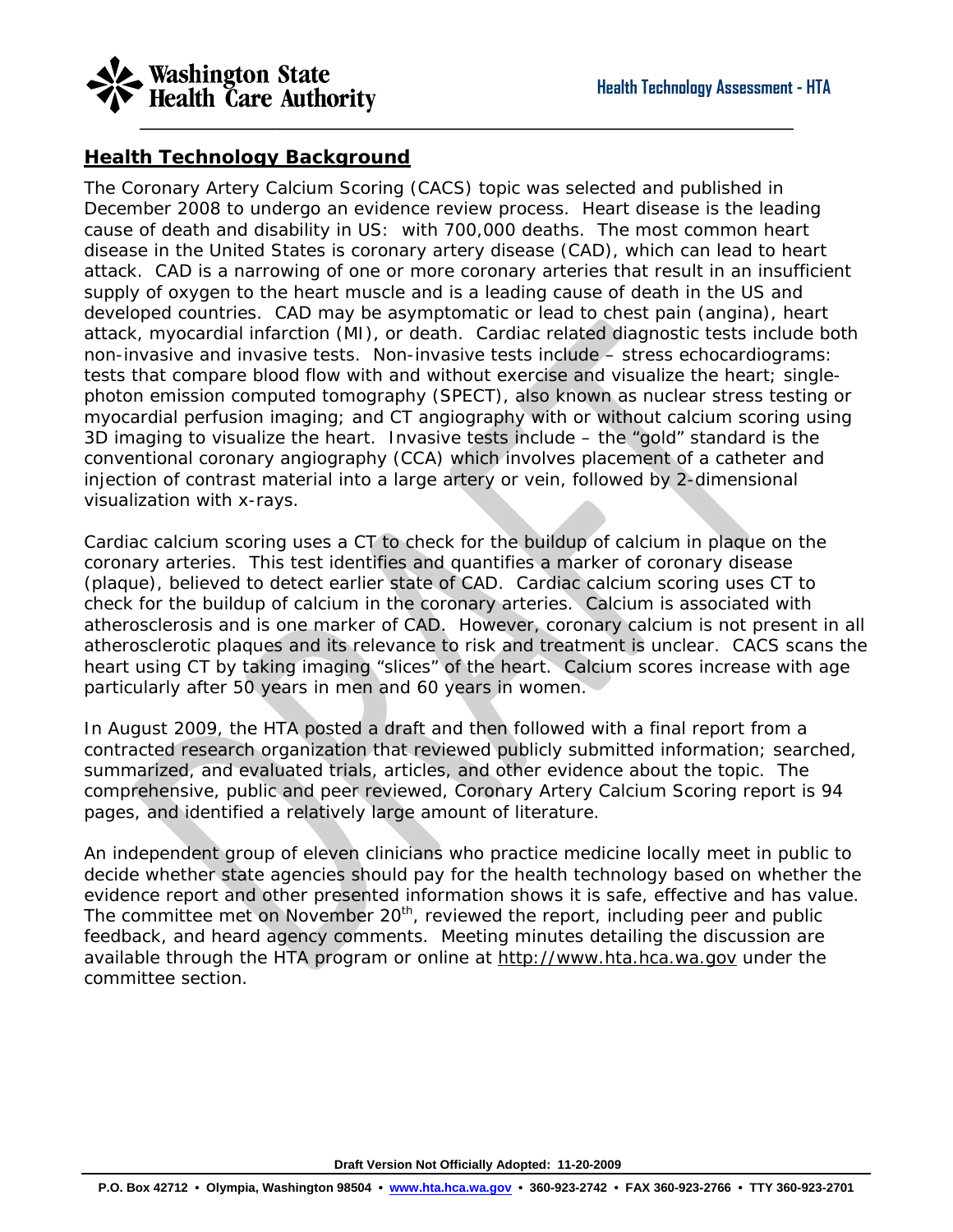## Health Technology Background

The Coronary Artery Calcium Scoring (CACS) topic was selected and published in December 2008 to undergo an evidence review process. Heart disease is the leading cause of death and disability in US: with 700,000 deaths. The most common heart disease in the United States is coronary artery disease (CAD), which can lead to heart attack. CAD is a narrowing of one or more coronary arteries that result in an insufficient supply of oxygen to the heart muscle and is a leading cause of death in the US and developed countries. CAD may be asymptomatic or lead to chest pain (angina), heart attack, myocardial infarction (MI), or death. Cardiac related diagnostic tests include both non-invasive and invasive tests. Non-invasive tests include – stress echocardiograms: tests that compare blood flow with and without exercise and visualize the heart; single-photon emission computed tomography (SPECT), also known as nuclear stress testing or myocardial perfusion imaging; and CT angiography with or without calcium scoring using 3D imaging to visualize the heart. Invasive tests include – the "gold" standard is the conventional coronary angiography (CCA) which involves placement of a catheter and injection of contrast material into a large artery or vein, followed by 2-dimensional visualization with x-rays.

Cardiac calcium scoring uses a CT to check for the buildup of calcium in plaque on the coronary arteries. This test identifies and quantifies a marker of coronary disease (plaque), believed to detect earlier state of CAD. Cardiac calcium scoring uses CT to check for the buildup of calcium in the coronary arteries. Calcium is associated with atherosclerosis and is one marker of CAD. However, coronary calcium is not present in all atherosclerotic plaques and its relevance to risk and treatment is unclear. CACS scans the heart using CT by taking imaging "slices" of the heart. Calcium scores increase with age particularly after 50 years in men and 60 years in women.

In August 2009, the HTA posted a draft and then followed with a final report from a contracted research organization that reviewed publicly submitted information; searched, summarized, and evaluated trials, articles, and other evidence about the topic. The comprehensive, public and peer reviewed, Coronary Artery Calcium Scoring report is 94 pages, and identified a relatively large amount of literature.

An independent group of eleven clinicians who practice medicine locally meet in public to decide whether state agencies should pay for the health technology based on whether the evidence report and other presented information shows it is safe, effective and has value. The committee met on November 20th, reviewed the report, including peer and public feedback, and heard agency comments. Meeting minutes detailing the discussion are available through the HTA program or online at http://www.hta.hca.wa.gov under the committee section.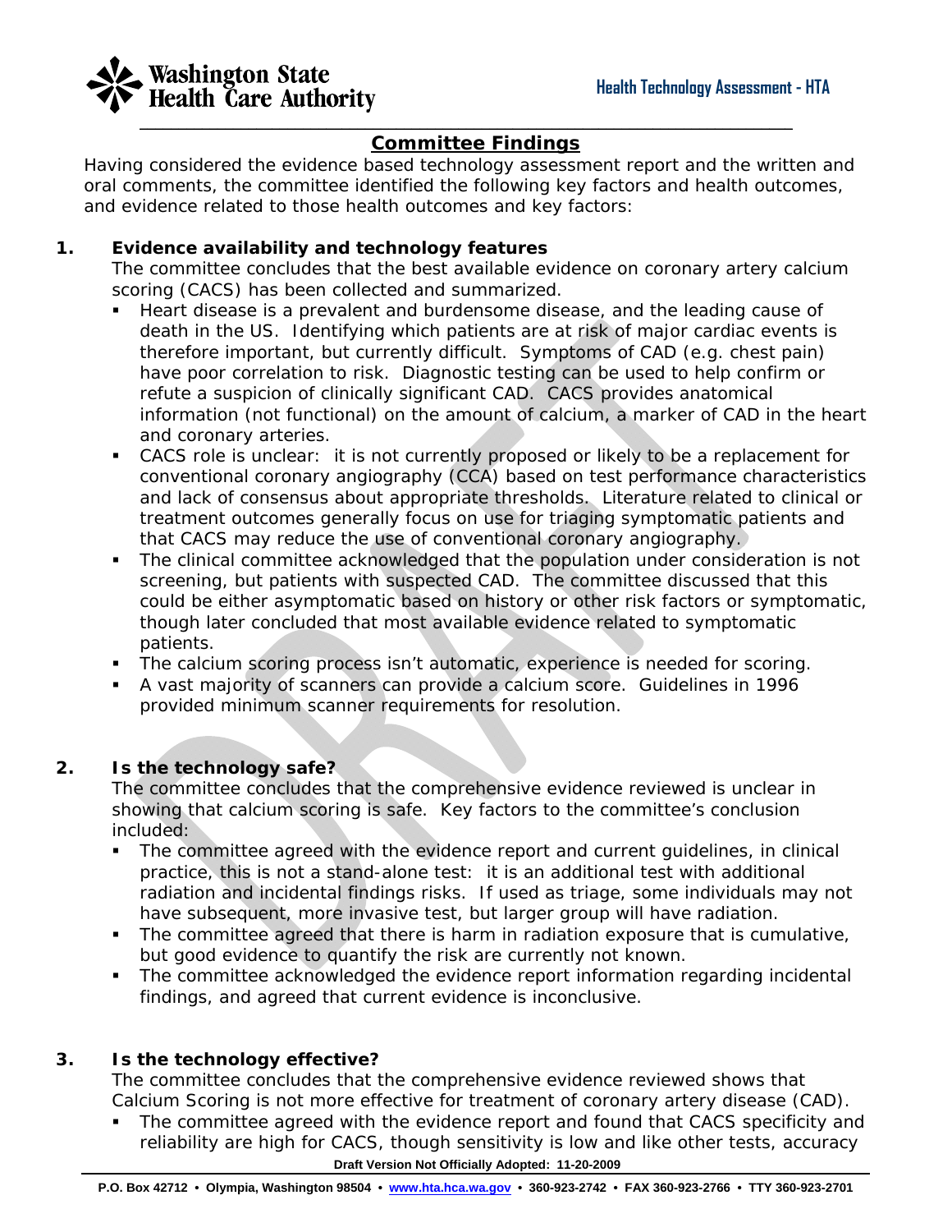## Committee Findings

Having considered the evidence based technology assessment report and the written and oral comments, the committee identified the following key factors and health outcomes, and evidence related to those health outcomes and key factors:

**1. Evidence availability and technology features**

The committee concludes that the best available evidence on coronary artery calcium scoring (CACS) has been collected and summarized.

- Heart disease is a prevalent and burdensome disease, and the leading cause of death in the US. Identifying which patients are at risk of major cardiac events is therefore important, but currently difficult. Symptoms of CAD (e.g. chest pain) have poor correlation to risk. Diagnostic testing can be used to help confirm or refute a suspicion of clinically significant CAD. CACS provides anatomical information (not functional) on the amount of calcium, a marker of CAD in the heart and coronary arteries.
- CACS role is unclear: it is not currently proposed or likely to be a replacement for conventional coronary angiography (CCA) based on test performance characteristics and lack of consensus about appropriate thresholds. Literature related to clinical or treatment outcomes generally focus on use for triaging symptomatic patients and that CACS may reduce the use of conventional coronary angiography.
- The clinical committee acknowledged that the population under consideration is not screening, but patients with suspected CAD. The committee discussed that this could be either asymptomatic based on history or other risk factors or symptomatic, though later concluded that most available evidence related to symptomatic patients.
- The calcium scoring process isn't automatic, experience is needed for scoring.
- A vast majority of scanners can provide a calcium score. Guidelines in 1996 provided minimum scanner requirements for resolution.

**2. Is the technology safe?**

The committee concludes that the comprehensive evidence reviewed is unclear in showing that calcium scoring is safe. Key factors to the committee's conclusion included:

- The committee agreed with the evidence report and current guidelines, in clinical practice, this is not a stand-alone test: it is an additional test with additional radiation and incidental findings risks. If used as triage, some individuals may not have subsequent, more invasive test, but larger group will have radiation.
- The committee agreed that there is harm in radiation exposure that is cumulative, but good evidence to quantify the risk are currently not known.
- The committee acknowledged the evidence report information regarding incidental findings, and agreed that current evidence is inconclusive.

**3. Is the technology effective?**

The committee concludes that the comprehensive evidence reviewed shows that Calcium Scoring is not more effective for treatment of coronary artery disease (CAD).

- The committee agreed with the evidence report and found that CACS specificity and reliability are high for CACS, though sensitivity is low and like other tests, accuracy

Draft Version Not Officially Adopted: 11-20-2009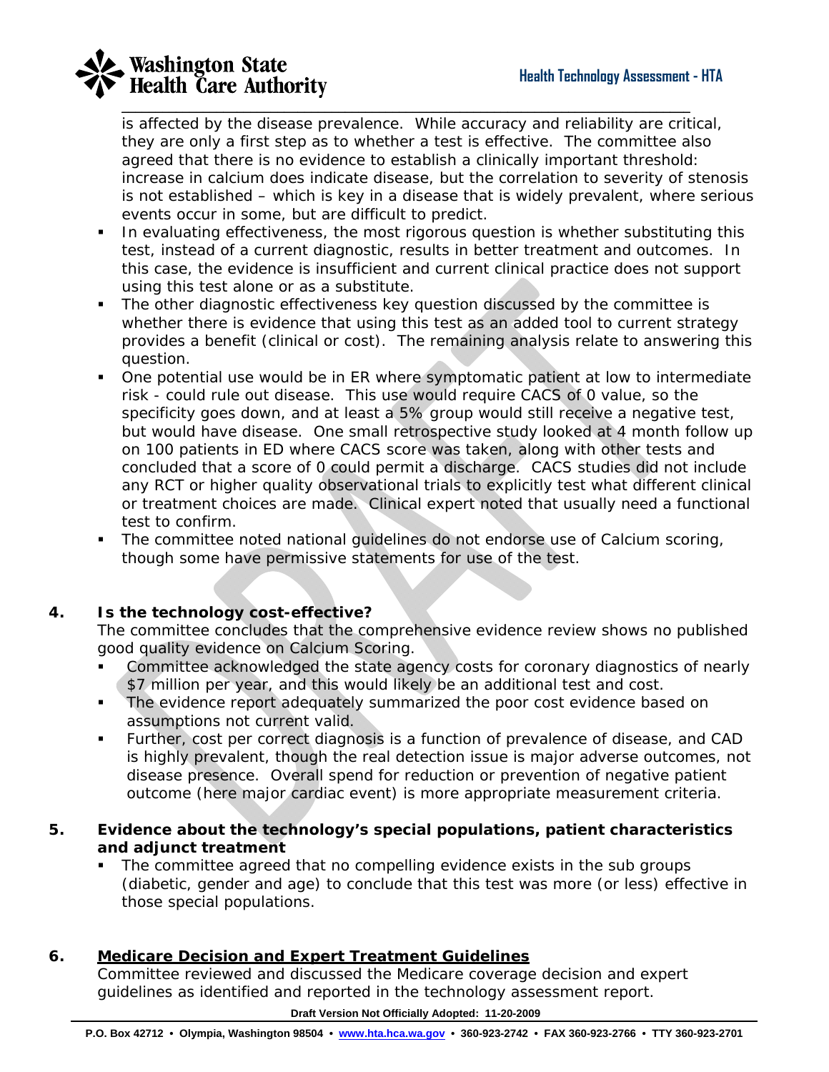is affected by the disease prevalence. While accuracy and reliability are critical, they are only a first step as to whether a test is effective. The committee also agreed that there is no evidence to establish a clinically important threshold: increase in calcium does indicate disease, but the correlation to severity of stenosis is not established – which is key in a disease that is widely prevalent, where serious events occur in some, but are difficult to predict.

- In evaluating effectiveness, the most rigorous question is whether substituting this test, instead of a current diagnostic, results in better treatment and outcomes. In this case, the evidence is insufficient and current clinical practice does not support using this test alone or as a substitute.
- The other diagnostic effectiveness key question discussed by the committee is whether there is evidence that using this test as an added tool to current strategy provides a benefit (clinical or cost). The remaining analysis relate to answering this question.
- One potential use would be in ER where symptomatic patient at low to intermediate risk - could rule out disease. This use would require CACS of 0 value, so the specificity goes down, and at least a 5% group would still receive a negative test, but would have disease. One small retrospective study looked at 4 month follow up on 100 patients in ED where CACS score was taken, along with other tests and concluded that a score of 0 could permit a discharge. CACS studies did not include any RCT or higher quality observational trials to explicitly test what different clinical or treatment choices are made. Clinical expert noted that usually need a functional test to confirm.
- The committee noted national guidelines do not endorse use of Calcium scoring, though some have permissive statements for use of the test.

**4. Is the technology cost-effective?**

The committee concludes that the comprehensive evidence review shows no published good quality evidence on Calcium Scoring.

- Committee acknowledged the state agency costs for coronary diagnostics of nearly $7 million per year, and this would likely be an additional test and cost.
- The evidence report adequately summarized the poor cost evidence based on assumptions not current valid.
- Further, cost per correct diagnosis is a function of prevalence of disease, and CAD is highly prevalent, though the real detection issue is major adverse outcomes, not disease presence. Overall spend for reduction or prevention of negative patient outcome (here major cardiac event) is more appropriate measurement criteria.

**5. Evidence about the technology's special populations, patient characteristics and adjunct treatment**

- The committee agreed that no compelling evidence exists in the sub groups (diabetic, gender and age) to conclude that this test was more (or less) effective in those special populations.

**6. Medicare Decision and Expert Treatment Guidelines**

Committee reviewed and discussed the Medicare coverage decision and expert guidelines as identified and reported in the technology assessment report.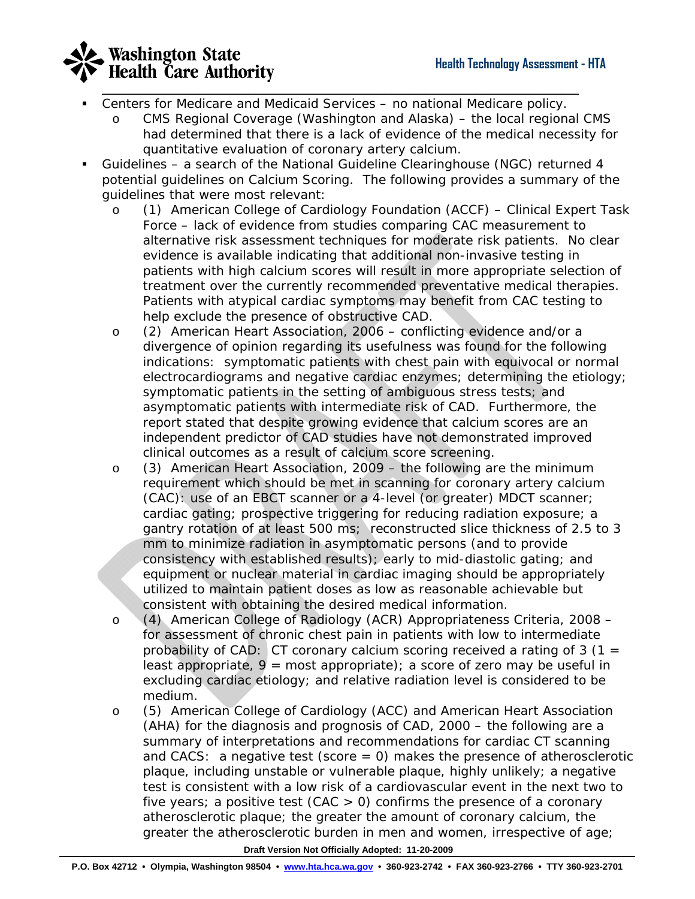- Centers for Medicare and Medicaid Services – no national Medicare policy.
  - CMS Regional Coverage (Washington and Alaska) – the local regional CMS had determined that there is a lack of evidence of the medical necessity for quantitative evaluation of coronary artery calcium.
- Guidelines – a search of the National Guideline Clearinghouse (NGC) returned 4 potential guidelines on Calcium Scoring. The following provides a summary of the guidelines that were most relevant:
  - (1) American College of Cardiology Foundation (ACCF) – Clinical Expert Task Force – lack of evidence from studies comparing CAC measurement to alternative risk assessment techniques for moderate risk patients. No clear evidence is available indicating that additional non-invasive testing in patients with high calcium scores will result in more appropriate selection of treatment over the currently recommended preventative medical therapies. Patients with atypical cardiac symptoms may benefit from CAC testing to help exclude the presence of obstructive CAD.
  - (2) American Heart Association, 2006 – conflicting evidence and/or a divergence of opinion regarding its usefulness was found for the following indications: symptomatic patients with chest pain with equivocal or normal electrocardiograms and negative cardiac enzymes; determining the etiology; symptomatic patients in the setting of ambiguous stress tests; and asymptomatic patients with intermediate risk of CAD. Furthermore, the report stated that despite growing evidence that calcium scores are an independent predictor of CAD studies have not demonstrated improved clinical outcomes as a result of calcium score screening.
  - (3) American Heart Association, 2009 – the following are the minimum requirement which should be met in scanning for coronary artery calcium (CAC): use of an EBCT scanner or a 4-level (or greater) MDCT scanner; cardiac gating; prospective triggering for reducing radiation exposure; a gantry rotation of at least 500 ms; reconstructed slice thickness of 2.5 to 3 mm to minimize radiation in asymptomatic persons (and to provide consistency with established results); early to mid-diastolic gating; and equipment or nuclear material in cardiac imaging should be appropriately utilized to maintain patient doses as low as reasonable achievable but consistent with obtaining the desired medical information.
  - (4) American College of Radiology (ACR) Appropriateness Criteria, 2008 – for assessment of chronic chest pain in patients with low to intermediate probability of CAD: CT coronary calcium scoring received a rating of 3 (1 = least appropriate, 9 = most appropriate); a score of zero may be useful in excluding cardiac etiology; and relative radiation level is considered to be medium.
  - (5) American College of Cardiology (ACC) and American Heart Association (AHA) for the diagnosis and prognosis of CAD, 2000 – the following are a summary of interpretations and recommendations for cardiac CT scanning and CACS: a negative test (score = 0) makes the presence of atherosclerotic plaque, including unstable or vulnerable plaque, highly unlikely; a negative test is consistent with a low risk of a cardiovascular event in the next two to five years; a positive test (CAC > 0) confirms the presence of a coronary atherosclerotic plaque; the greater the amount of coronary calcium, the greater the atherosclerotic burden in men and women, irrespective of age;

Draft Version Not Officially Adopted: 11-20-2009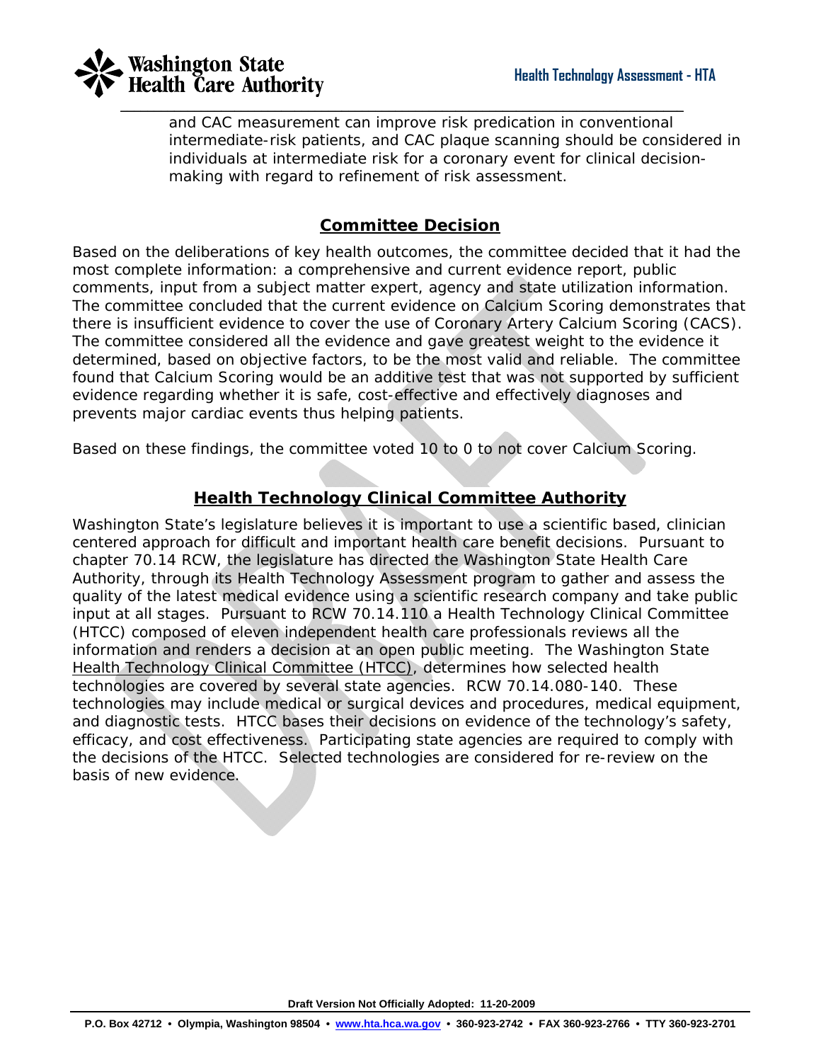and CAC measurement can improve risk predication in conventional intermediate-risk patients, and CAC plaque scanning should be considered in individuals at intermediate risk for a coronary event for clinical decision-making with regard to refinement of risk assessment.

## Committee Decision

Based on the deliberations of key health outcomes, the committee decided that it had the most complete information: a comprehensive and current evidence report, public comments, input from a subject matter expert, agency and state utilization information. The committee concluded that the current evidence on Calcium Scoring demonstrates that there is insufficient evidence to cover the use of Coronary Artery Calcium Scoring (CACS). The committee considered all the evidence and gave greatest weight to the evidence it determined, based on objective factors, to be the most valid and reliable. The committee found that Calcium Scoring would be an additive test that was not supported by sufficient evidence regarding whether it is safe, cost-effective and effectively diagnoses and prevents major cardiac events thus helping patients.

Based on these findings, the committee voted 10 to 0 to not cover Calcium Scoring.

## Health Technology Clinical Committee Authority

Washington State's legislature believes it is important to use a scientific based, clinician centered approach for difficult and important health care benefit decisions. Pursuant to chapter 70.14 RCW, the legislature has directed the Washington State Health Care Authority, through its Health Technology Assessment program to gather and assess the quality of the latest medical evidence using a scientific research company and take public input at all stages. Pursuant to RCW 70.14.110 a Health Technology Clinical Committee (HTCC) composed of eleven independent health care professionals reviews all the information and renders a decision at an open public meeting. The Washington State Health Technology Clinical Committee (HTCC), determines how selected health technologies are covered by several state agencies. RCW 70.14.080-140. These technologies may include medical or surgical devices and procedures, medical equipment, and diagnostic tests. HTCC bases their decisions on evidence of the technology's safety, efficacy, and cost effectiveness. Participating state agencies are required to comply with the decisions of the HTCC. Selected technologies are considered for re-review on the basis of new evidence.

Draft Version Not Officially Adopted: 11-20-2009